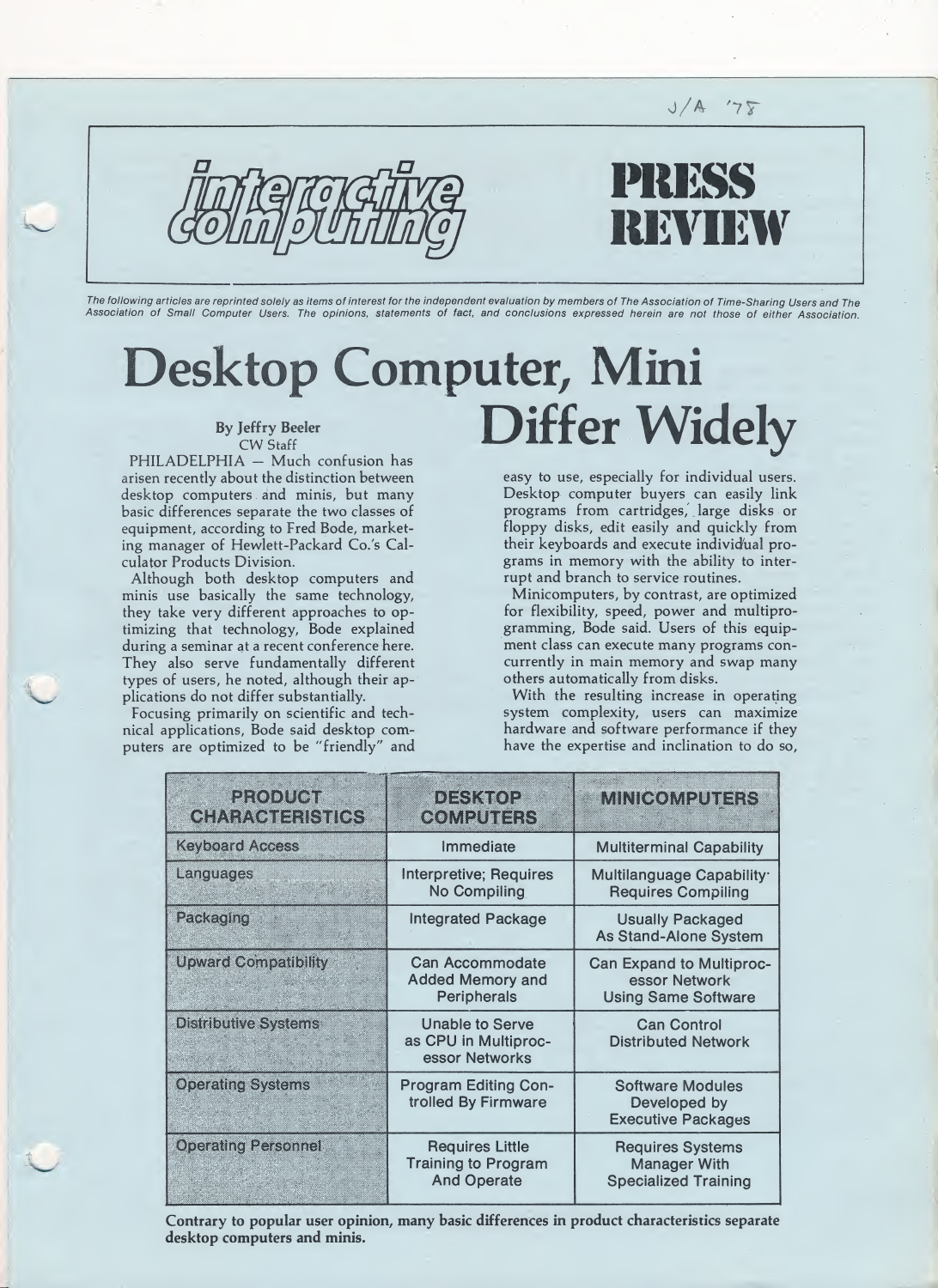J/A '78

# interactive computing — PRESS REVIEW

*The following articles are reprinted solely as items of interest for the independent evaluation by members of The Association of Time-Sharing Users and The Association of Small Computer Users. The opinions, statements of fact, and conclusions expressed herein are not those of either Association.*

# Desktop Computer, Mini Differ Widely

**By Jeffry Beeler**
CW Staff

PHILADELPHIA — Much confusion has arisen recently about the distinction between desktop computers and minis, but many basic differences separate the two classes of equipment, according to Fred Bode, marketing manager of Hewlett-Packard Co.'s Calculator Products Division.

Although both desktop computers and minis use basically the same technology, they take very different approaches to optimizing that technology, Bode explained during a seminar at a recent conference here. They also serve fundamentally different types of users, he noted, although their applications do not differ substantially.

Focusing primarily on scientific and technical applications, Bode said desktop computers are optimized to be "friendly" and easy to use, especially for individual users. Desktop computer buyers can easily link programs from cartridges, large disks or floppy disks, edit easily and quickly from their keyboards and execute individual programs in memory with the ability to interrupt and branch to service routines.

Minicomputers, by contrast, are optimized for flexibility, speed, power and multiprogramming, Bode said. Users of this equipment class can execute many programs concurrently in main memory and swap many others automatically from disks.

With the resulting increase in operating system complexity, users can maximize hardware and software performance if they have the expertise and inclination to do so,

| PRODUCT CHARACTERISTICS | DESKTOP COMPUTERS | MINICOMPUTERS |
| --- | --- | --- |
| Keyboard Access | Immediate | Multiterminal Capability |
| Languages | Interpretive; Requires No Compiling | Multilanguage Capability· Requires Compiling |
| Packaging | Integrated Package | Usually Packaged As Stand-Alone System |
| Upward Compatibility | Can Accommodate Added Memory and Peripherals | Can Expand to Multiprocessor Network Using Same Software |
| Distributive Systems | Unable to Serve as CPU in Multiprocessor Networks | Can Control Distributed Network |
| Operating Systems | Program Editing Controlled By Firmware | Software Modules Developed by Executive Packages |
| Operating Personnel | Requires Little Training to Program And Operate | Requires Systems Manager With Specialized Training |

**Contrary to popular user opinion, many basic differences in product characteristics separate desktop computers and minis.**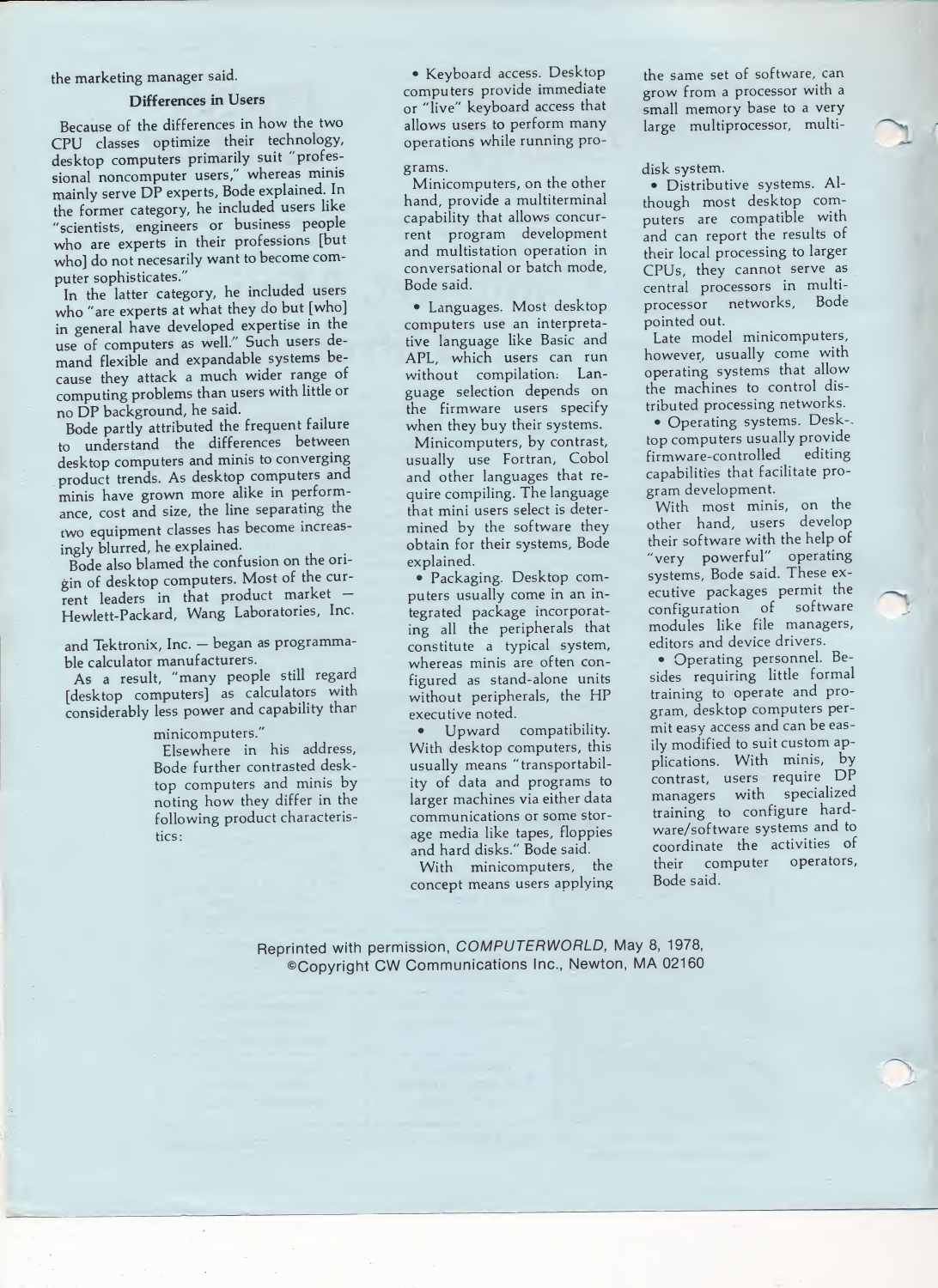the marketing manager said.

### Differences in Users

Because of the differences in how the two CPU classes optimize their technology, desktop computers primarily suit "professional noncomputer users," whereas minis mainly serve DP experts, Bode explained. In the former category, he included users like "scientists, engineers or business people who are experts in their professions [but who] do not necesarily want to become computer sophisticates."

In the latter category, he included users who "are experts at what they do but [who] in general have developed expertise in the use of computers as well." Such users demand flexible and expandable systems because they attack a much wider range of computing problems than users with little or no DP background, he said.

Bode partly attributed the frequent failure to understand the differences between desktop computers and minis to converging product trends. As desktop computers and minis have grown more alike in performance, cost and size, the line separating the two equipment classes has become increasingly blurred, he explained.

Bode also blamed the confusion on the origin of desktop computers. Most of the current leaders in that product market — Hewlett-Packard, Wang Laboratories, Inc. and Tektronix, Inc. — began as programmable calculator manufacturers.

As a result, "many people still regard [desktop computers] as calculators with considerably less power and capability than minicomputers."

Elsewhere in his address, Bode further contrasted desktop computers and minis by noting how they differ in the following product characteristics:

- Keyboard access. Desktop computers provide immediate or "live" keyboard access that allows users to perform many operations while running programs.

Minicomputers, on the other hand, provide a multiterminal capability that allows concurrent program development and multistation operation in conversational or batch mode, Bode said.

- Languages. Most desktop computers use an interpretative language like Basic and APL, which users can run without compilation. Language selection depends on the firmware users specify when they buy their systems.

Minicomputers, by contrast, usually use Fortran, Cobol and other languages that require compiling. The language that mini users select is determined by the software they obtain for their systems, Bode explained.

- Packaging. Desktop computers usually come in an integrated package incorporating all the peripherals that constitute a typical system, whereas minis are often configured as stand-alone units without peripherals, the HP executive noted.

- Upward compatibility. With desktop computers, this usually means "transportability of data and programs to larger machines via either data communications or some storage media like tapes, floppies and hard disks." Bode said.

With minicomputers, the concept means users applying the same set of software, can grow from a processor with a small memory base to a very large multiprocessor, multidisk system.

- Distributive systems. Although most desktop computers are compatible with and can report the results of their local processing to larger CPUs, they cannot serve as central processors in multiprocessor networks, Bode pointed out.

Late model minicomputers, however, usually come with operating systems that allow the machines to control distributed processing networks.

- Operating systems. Desktop computers usually provide firmware-controlled editing capabilities that facilitate program development.

With most minis, on the other hand, users develop their software with the help of "very powerful" operating systems, Bode said. These executive packages permit the configuration of software modules like file managers, editors and device drivers.

- Operating personnel. Besides requiring little formal training to operate and program, desktop computers permit easy access and can be easily modified to suit custom applications. With minis, by contrast, users require DP managers with specialized training to configure hardware/software systems and to coordinate the activities of their computer operators, Bode said.

Reprinted with permission, *COMPUTERWORLD*, May 8, 1978, ©Copyright CW Communications Inc., Newton, MA 02160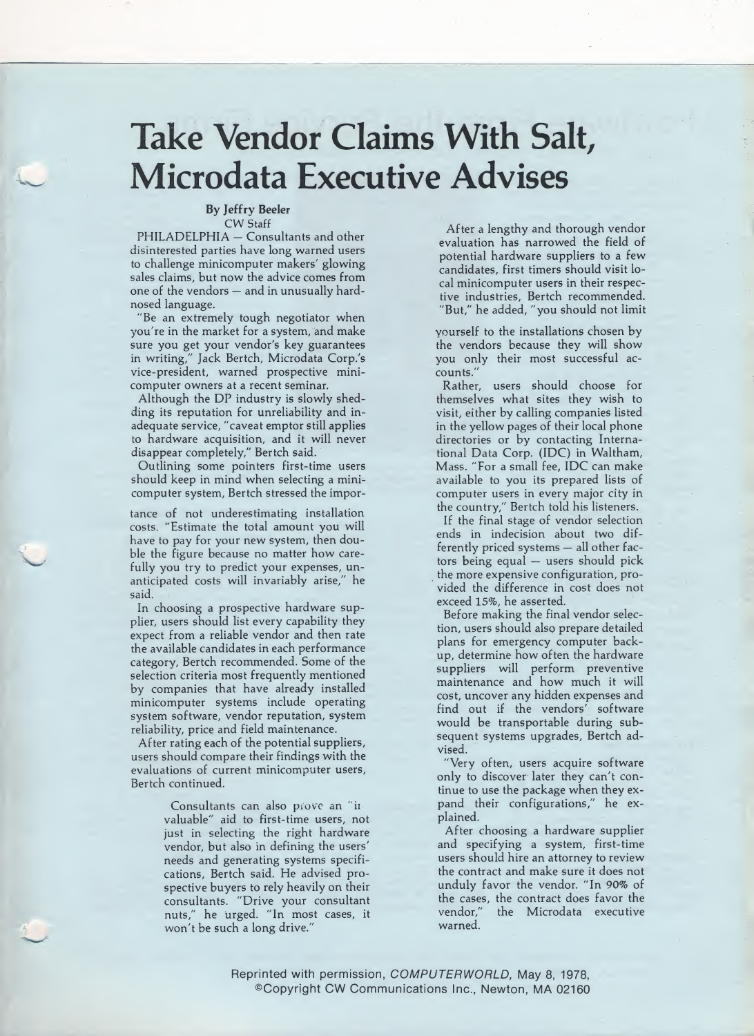# Take Vendor Claims With Salt, Microdata Executive Advises

**By Jeffry Beeler**
CW Staff

PHILADELPHIA — Consultants and other disinterested parties have long warned users to challenge minicomputer makers' glowing sales claims, but now the advice comes from one of the vendors — and in unusually hard-nosed language.

"Be an extremely tough negotiator when you're in the market for a system, and make sure you get your vendor's key guarantees in writing," Jack Bertch, Microdata Corp.'s vice-president, warned prospective minicomputer owners at a recent seminar.

Although the DP industry is slowly shedding its reputation for unreliability and inadequate service, "caveat emptor still applies to hardware acquisition, and it will never disappear completely," Bertch said.

Outlining some pointers first-time users should keep in mind when selecting a minicomputer system, Bertch stressed the importance of not underestimating installation costs. "Estimate the total amount you will have to pay for your new system, then double the figure because no matter how carefully you try to predict your expenses, unanticipated costs will invariably arise," he said.

In choosing a prospective hardware supplier, users should list every capability they expect from a reliable vendor and then rate the available candidates in each performance category, Bertch recommended. Some of the selection criteria most frequently mentioned by companies that have already installed minicomputer systems include operating system software, vendor reputation, system reliability, price and field maintenance.

After rating each of the potential suppliers, users should compare their findings with the evaluations of current minicomputer users, Bertch continued.

Consultants can also prove an "invaluable" aid to first-time users, not just in selecting the right hardware vendor, but also in defining the users' needs and generating systems specifications, Bertch said. He advised prospective buyers to rely heavily on their consultants. "Drive your consultant nuts," he urged. "In most cases, it won't be such a long drive."

After a lengthy and thorough vendor evaluation has narrowed the field of potential hardware suppliers to a few candidates, first timers should visit local minicomputer users in their respective industries, Bertch recommended. "But," he added, "you should not limit yourself to the installations chosen by the vendors because they will show you only their most successful accounts."

Rather, users should choose for themselves what sites they wish to visit, either by calling companies listed in the yellow pages of their local phone directories or by contacting International Data Corp. (IDC) in Waltham, Mass. "For a small fee, IDC can make available to you its prepared lists of computer users in every major city in the country," Bertch told his listeners.

If the final stage of vendor selection ends in indecision about two differently priced systems — all other factors being equal — users should pick the more expensive configuration, provided the difference in cost does not exceed 15%, he asserted.

Before making the final vendor selection, users should also prepare detailed plans for emergency computer backup, determine how often the hardware suppliers will perform preventive maintenance and how much it will cost, uncover any hidden expenses and find out if the vendors' software would be transportable during subsequent systems upgrades, Bertch advised.

"Very often, users acquire software only to discover later they can't continue to use the package when they expand their configurations," he explained.

After choosing a hardware supplier and specifying a system, first-time users should hire an attorney to review the contract and make sure it does not unduly favor the vendor. "In 90% of the cases, the contract does favor the vendor," the Microdata executive warned.

Reprinted with permission, *COMPUTERWORLD*, May 8, 1978,
©Copyright CW Communications Inc., Newton, MA 02160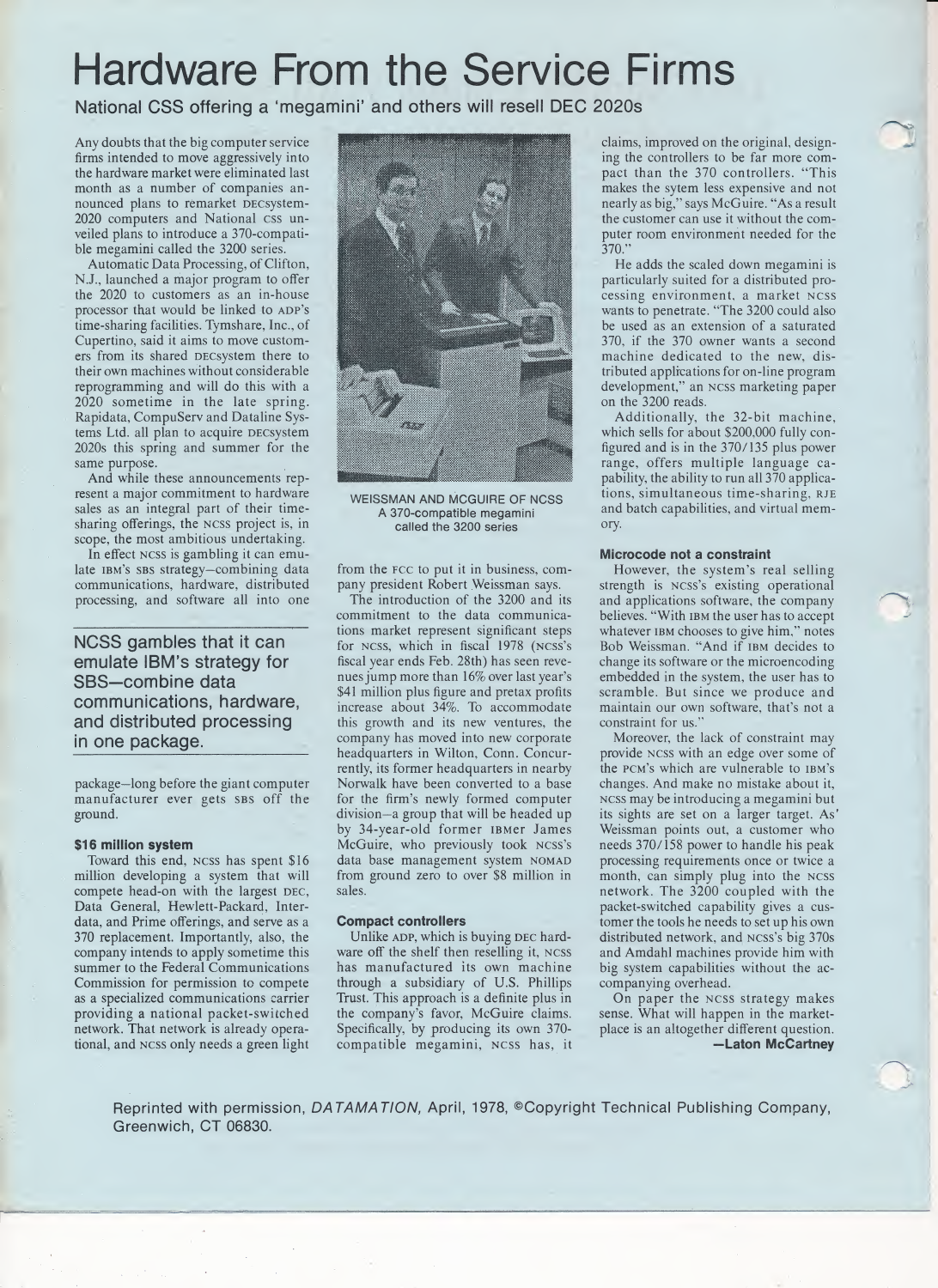# Hardware From the Service Firms

**National CSS offering a 'megamini' and others will resell DEC 2020s**

Any doubts that the big computer service firms intended to move aggressively into the hardware market were eliminated last month as a number of companies announced plans to remarket DECsystem-2020 computers and National CSS unveiled plans to introduce a 370-compatible megamini called the 3200 series.

Automatic Data Processing, of Clifton, N.J., launched a major program to offer the 2020 to customers as an in-house processor that would be linked to ADP's time-sharing facilities. Tymshare, Inc., of Cupertino, said it aims to move customers from its shared DECsystem there to their own machines without considerable reprogramming and will do this with a 2020 sometime in the late spring. Rapidata, CompuServ and Dataline Systems Ltd. all plan to acquire DECsystem 2020s this spring and summer for the same purpose.

And while these announcements represent a major commitment to hardware sales as an integral part of their time-sharing offerings, the NCSS project is, in scope, the most ambitious undertaking.

In effect NCSS is gambling it can emulate IBM's SBS strategy—combining data communications, hardware, distributed processing, and software all into one package—long before the giant computer manufacturer ever gets SBS off the ground.

**NCSS gambles that it can emulate IBM's strategy for SBS—combine data communications, hardware, and distributed processing in one package.**

### $16 million system

Toward this end, NCSS has spent $16 million developing a system that will compete head-on with the largest DEC, Data General, Hewlett-Packard, Interdata, and Prime offerings, and serve as a 370 replacement. Importantly, also, the company intends to apply sometime this summer to the Federal Communications Commission for permission to compete as a specialized communications carrier providing a national packet-switched network. That network is already operational, and NCSS only needs a green light from the FCC to put it in business, company president Robert Weissman says.

WEISSMAN AND MCGUIRE OF NCSS
A 370-compatible megamini called the 3200 series

The introduction of the 3200 and its commitment to the data communications market represent significant steps for NCSS, which in fiscal 1978 (NCSS's fiscal year ends Feb. 28th) has seen revenues jump more than 16% over last year's $41 million plus figure and pretax profits increase about 34%. To accommodate this growth and its new ventures, the company has moved into new corporate headquarters in Wilton, Conn. Concurrently, its former headquarters in nearby Norwalk have been converted to a base for the firm's newly formed computer division—a group that will be headed up by 34-year-old former IBMer James McGuire, who previously took NCSS's data base management system NOMAD from ground zero to over $8 million in sales.

### Compact controllers

Unlike ADP, which is buying DEC hardware off the shelf then reselling it, NCSS has manufactured its own machine through a subsidiary of U.S. Phillips Trust. This approach is a definite plus in the company's favor, McGuire claims. Specifically, by producing its own 370-compatible megamini, NCSS has, it claims, improved on the original, designing the controllers to be far more compact than the 370 controllers. "This makes the sytem less expensive and not nearly as big," says McGuire. "As a result the customer can use it without the computer room environment needed for the 370."

He adds the scaled down megamini is particularly suited for a distributed processing environment, a market NCSS wants to penetrate. "The 3200 could also be used as an extension of a saturated 370, if the 370 owner wants a second machine dedicated to the new, distributed applications for on-line program development," an NCSS marketing paper on the 3200 reads.

Additionally, the 32-bit machine, which sells for about $200,000 fully configured and is in the 370/135 plus power range, offers multiple language capability, the ability to run all 370 applications, simultaneous time-sharing, RJE and batch capabilities, and virtual memory.

### Microcode not a constraint

However, the system's real selling strength is NCSS's existing operational and applications software, the company believes. "With IBM the user has to accept whatever IBM chooses to give him," notes Bob Weissman. "And if IBM decides to change its software or the microencoding embedded in the system, the user has to scramble. But since we produce and maintain our own software, that's not a constraint for us."

Moreover, the lack of constraint may provide NCSS with an edge over some of the PCM's which are vulnerable to IBM's changes. And make no mistake about it, NCSS may be introducing a megamini but its sights are set on a larger target. As' Weissman points out, a customer who needs 370/158 power to handle his peak processing requirements once or twice a month, can simply plug into the NCSS network. The 3200 coupled with the packet-switched capability gives a customer the tools he needs to set up his own distributed network, and NCSS's big 370s and Amdahl machines provide him with big system capabilities without the accompanying overhead.

On paper the NCSS strategy makes sense. What will happen in the marketplace is an altogether different question.

**—Laton McCartney**

Reprinted with permission, *DATAMATION*, April, 1978, ©Copyright Technical Publishing Company, Greenwich, CT 06830.